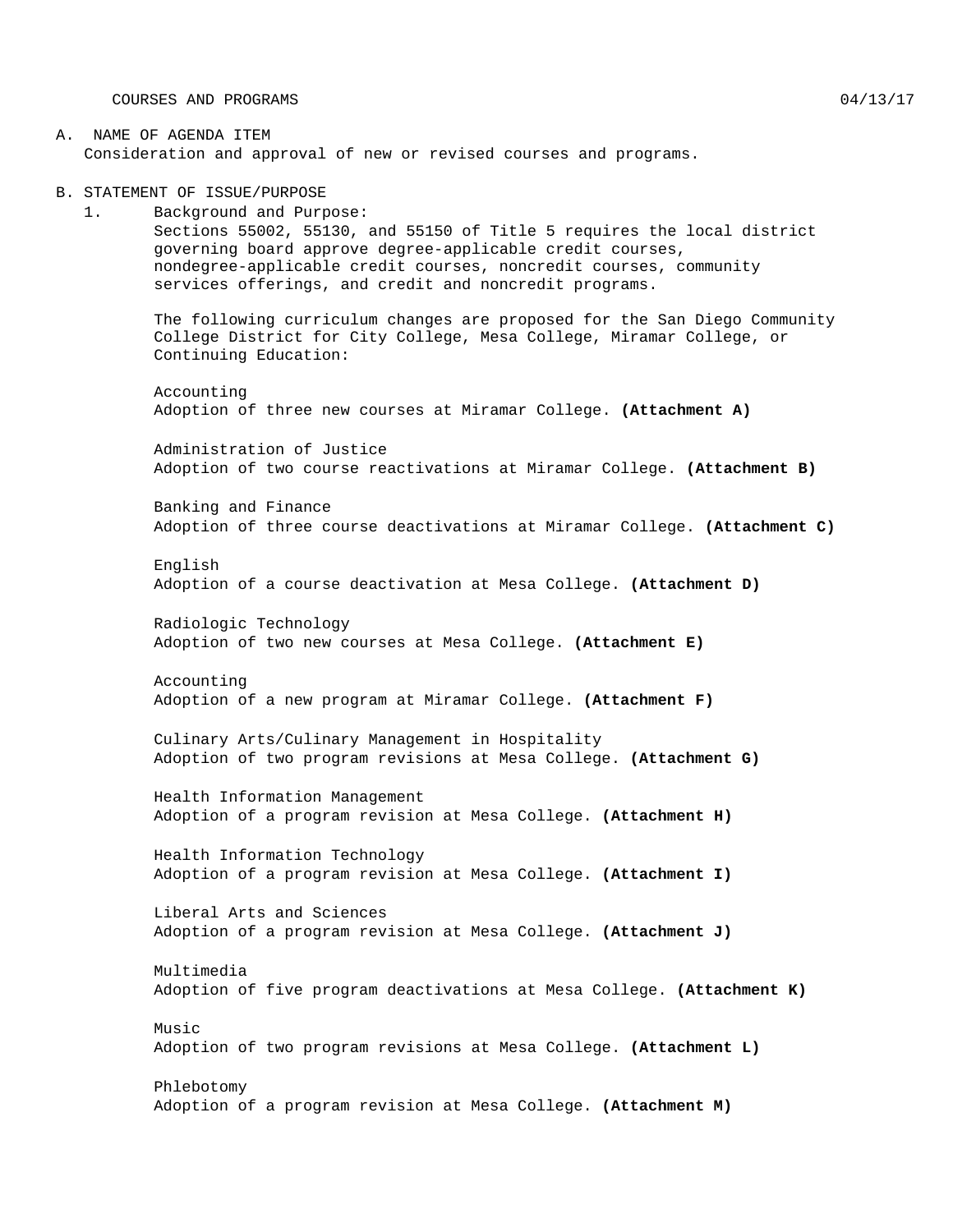COURSES AND PROGRAMS 04/13/17

A. NAME OF AGENDA ITEM

Consideration and approval of new or revised courses and programs.

B. STATEMENT OF ISSUE/PURPOSE

1. Background and Purpose:

Sections 55002, 55130, and 55150 of Title 5 requires the local district governing board approve degree-applicable credit courses, nondegree-applicable credit courses, noncredit courses, community services offerings, and credit and noncredit programs.

The following curriculum changes are proposed for the San Diego Community College District for City College, Mesa College, Miramar College, or Continuing Education:

Accounting
Adoption of three new courses at Miramar College. **(Attachment A)**

Administration of Justice
Adoption of two course reactivations at Miramar College. **(Attachment B)**

Banking and Finance
Adoption of three course deactivations at Miramar College. **(Attachment C)**

English
Adoption of a course deactivation at Mesa College. **(Attachment D)**

Radiologic Technology
Adoption of two new courses at Mesa College. **(Attachment E)**

Accounting
Adoption of a new program at Miramar College. **(Attachment F)**

Culinary Arts/Culinary Management in Hospitality
Adoption of two program revisions at Mesa College. **(Attachment G)**

Health Information Management
Adoption of a program revision at Mesa College. **(Attachment H)**

Health Information Technology
Adoption of a program revision at Mesa College. **(Attachment I)**

Liberal Arts and Sciences
Adoption of a program revision at Mesa College. **(Attachment J)**

Multimedia
Adoption of five program deactivations at Mesa College. **(Attachment K)**

Music
Adoption of two program revisions at Mesa College. **(Attachment L)**

Phlebotomy
Adoption of a program revision at Mesa College. **(Attachment M)**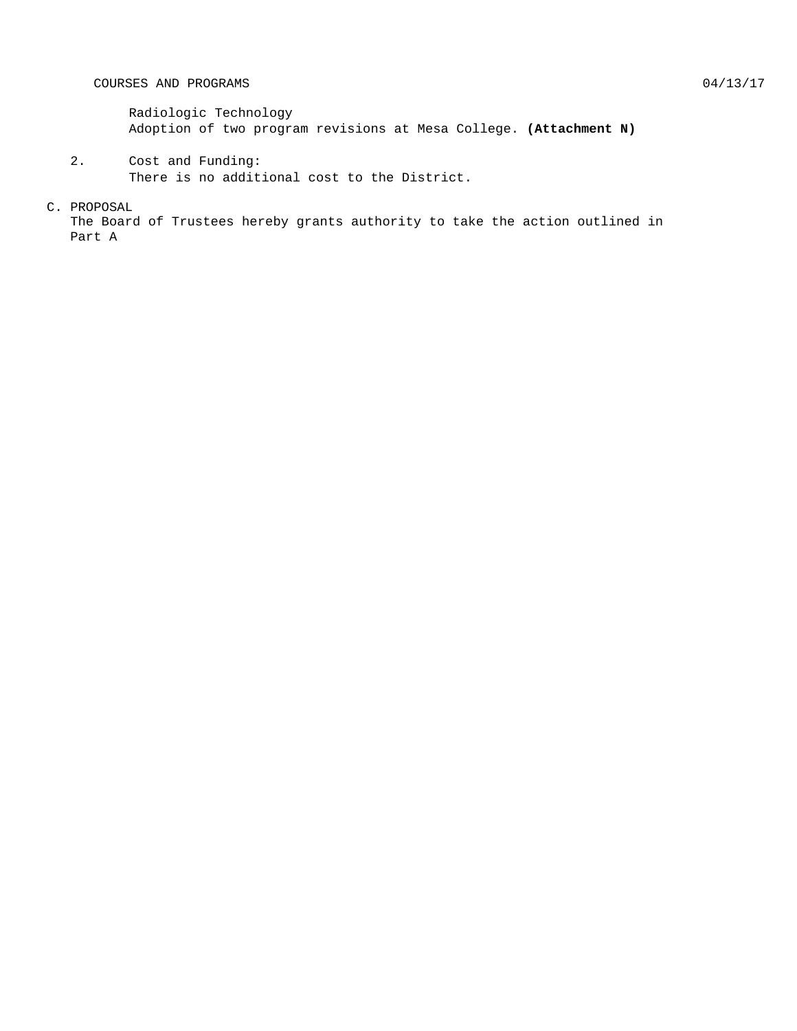Radiologic Technology
Adoption of two program revisions at Mesa College. **(Attachment N)**

2. Cost and Funding:
   There is no additional cost to the District.

C. PROPOSAL
The Board of Trustees hereby grants authority to take the action outlined in Part A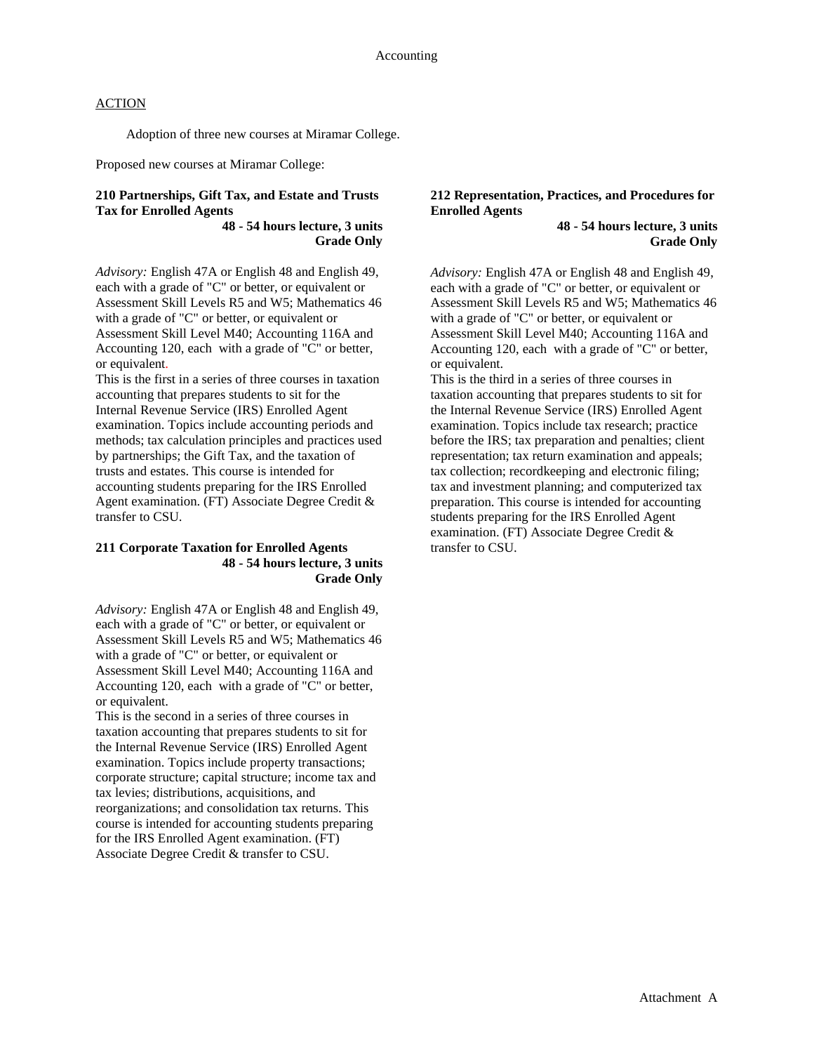Accounting

ACTION

Adoption of three new courses at Miramar College.

Proposed new courses at Miramar College:

**210 Partnerships, Gift Tax, and Estate and Trusts Tax for Enrolled Agents**
**48 - 54 hours lecture, 3 units**
**Grade Only**

*Advisory:* English 47A or English 48 and English 49, each with a grade of "C" or better, or equivalent or Assessment Skill Levels R5 and W5; Mathematics 46 with a grade of "C" or better, or equivalent or Assessment Skill Level M40; Accounting 116A and Accounting 120, each with a grade of "C" or better, or equivalent.
This is the first in a series of three courses in taxation accounting that prepares students to sit for the Internal Revenue Service (IRS) Enrolled Agent examination. Topics include accounting periods and methods; tax calculation principles and practices used by partnerships; the Gift Tax, and the taxation of trusts and estates. This course is intended for accounting students preparing for the IRS Enrolled Agent examination. (FT) Associate Degree Credit & transfer to CSU.

**211 Corporate Taxation for Enrolled Agents**
**48 - 54 hours lecture, 3 units**
**Grade Only**

*Advisory:* English 47A or English 48 and English 49, each with a grade of "C" or better, or equivalent or Assessment Skill Levels R5 and W5; Mathematics 46 with a grade of "C" or better, or equivalent or Assessment Skill Level M40; Accounting 116A and Accounting 120, each with a grade of "C" or better, or equivalent.
This is the second in a series of three courses in taxation accounting that prepares students to sit for the Internal Revenue Service (IRS) Enrolled Agent examination. Topics include property transactions; corporate structure; capital structure; income tax and tax levies; distributions, acquisitions, and reorganizations; and consolidation tax returns. This course is intended for accounting students preparing for the IRS Enrolled Agent examination. (FT) Associate Degree Credit & transfer to CSU.

**212 Representation, Practices, and Procedures for Enrolled Agents**
**48 - 54 hours lecture, 3 units**
**Grade Only**

*Advisory:* English 47A or English 48 and English 49, each with a grade of "C" or better, or equivalent or Assessment Skill Levels R5 and W5; Mathematics 46 with a grade of "C" or better, or equivalent or Assessment Skill Level M40; Accounting 116A and Accounting 120, each with a grade of "C" or better, or equivalent.
This is the third in a series of three courses in taxation accounting that prepares students to sit for the Internal Revenue Service (IRS) Enrolled Agent examination. Topics include tax research; practice before the IRS; tax preparation and penalties; client representation; tax return examination and appeals; tax collection; recordkeeping and electronic filing; tax and investment planning; and computerized tax preparation. This course is intended for accounting students preparing for the IRS Enrolled Agent examination. (FT) Associate Degree Credit & transfer to CSU.

Attachment A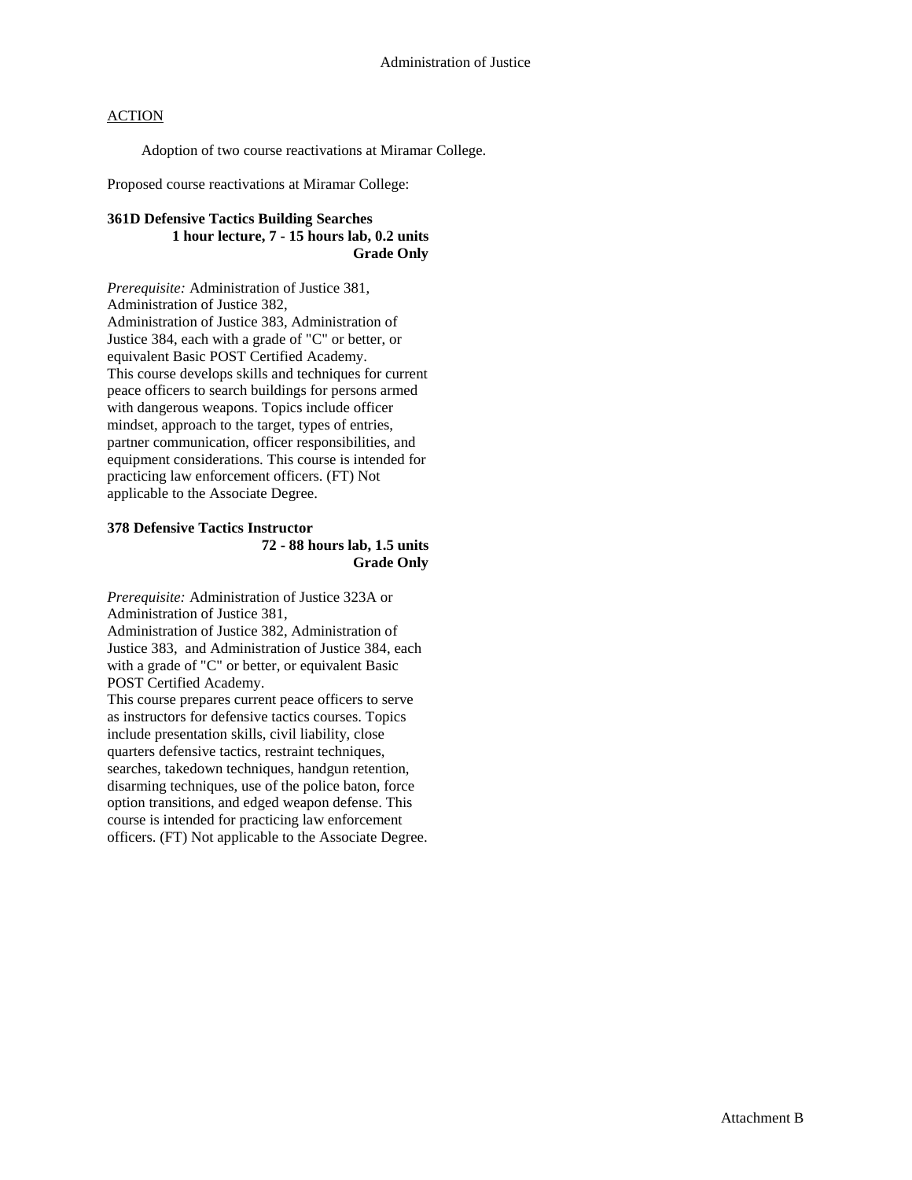# Administration of Justice

ACTION

Adoption of two course reactivations at Miramar College.

Proposed course reactivations at Miramar College:

**361D Defensive Tactics Building Searches**
**1 hour lecture, 7 - 15 hours lab, 0.2 units**
**Grade Only**

*Prerequisite:* Administration of Justice 381, Administration of Justice 382, Administration of Justice 383, Administration of Justice 384, each with a grade of "C" or better, or equivalent Basic POST Certified Academy.
This course develops skills and techniques for current peace officers to search buildings for persons armed with dangerous weapons. Topics include officer mindset, approach to the target, types of entries, partner communication, officer responsibilities, and equipment considerations. This course is intended for practicing law enforcement officers. (FT) Not applicable to the Associate Degree.

**378 Defensive Tactics Instructor**
**72 - 88 hours lab, 1.5 units**
**Grade Only**

*Prerequisite:* Administration of Justice 323A or Administration of Justice 381, Administration of Justice 382, Administration of Justice 383, and Administration of Justice 384, each with a grade of "C" or better, or equivalent Basic POST Certified Academy.
This course prepares current peace officers to serve as instructors for defensive tactics courses. Topics include presentation skills, civil liability, close quarters defensive tactics, restraint techniques, searches, takedown techniques, handgun retention, disarming techniques, use of the police baton, force option transitions, and edged weapon defense. This course is intended for practicing law enforcement officers. (FT) Not applicable to the Associate Degree.

Attachment B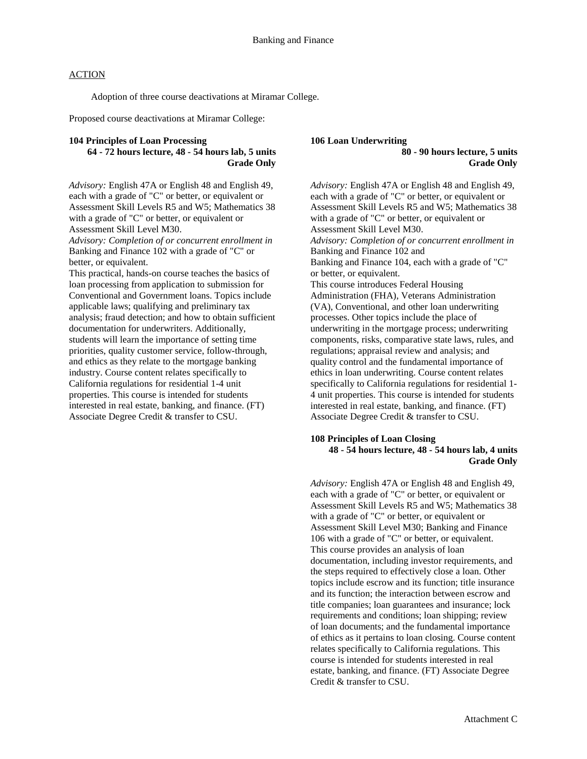## Banking and Finance

ACTION

Adoption of three course deactivations at Miramar College.

Proposed course deactivations at Miramar College:

**104 Principles of Loan Processing**
**64 - 72 hours lecture, 48 - 54 hours lab, 5 units**
**Grade Only**

*Advisory:* English 47A or English 48 and English 49, each with a grade of "C" or better, or equivalent or Assessment Skill Levels R5 and W5; Mathematics 38 with a grade of "C" or better, or equivalent or Assessment Skill Level M30.
*Advisory: Completion of or concurrent enrollment in* Banking and Finance 102 with a grade of "C" or better, or equivalent.
This practical, hands-on course teaches the basics of loan processing from application to submission for Conventional and Government loans. Topics include applicable laws; qualifying and preliminary tax analysis; fraud detection; and how to obtain sufficient documentation for underwriters. Additionally, students will learn the importance of setting time priorities, quality customer service, follow-through, and ethics as they relate to the mortgage banking industry. Course content relates specifically to California regulations for residential 1-4 unit properties. This course is intended for students interested in real estate, banking, and finance. (FT) Associate Degree Credit & transfer to CSU.

**106 Loan Underwriting**
**80 - 90 hours lecture, 5 units**
**Grade Only**

*Advisory:* English 47A or English 48 and English 49, each with a grade of "C" or better, or equivalent or Assessment Skill Levels R5 and W5; Mathematics 38 with a grade of "C" or better, or equivalent or Assessment Skill Level M30.
*Advisory: Completion of or concurrent enrollment in* Banking and Finance 102 and
Banking and Finance 104, each with a grade of "C" or better, or equivalent.
This course introduces Federal Housing Administration (FHA), Veterans Administration (VA), Conventional, and other loan underwriting processes. Other topics include the place of underwriting in the mortgage process; underwriting components, risks, comparative state laws, rules, and regulations; appraisal review and analysis; and quality control and the fundamental importance of ethics in loan underwriting. Course content relates specifically to California regulations for residential 1-4 unit properties. This course is intended for students interested in real estate, banking, and finance. (FT) Associate Degree Credit & transfer to CSU.

**108 Principles of Loan Closing**
**48 - 54 hours lecture, 48 - 54 hours lab, 4 units**
**Grade Only**

*Advisory:* English 47A or English 48 and English 49, each with a grade of "C" or better, or equivalent or Assessment Skill Levels R5 and W5; Mathematics 38 with a grade of "C" or better, or equivalent or Assessment Skill Level M30; Banking and Finance 106 with a grade of "C" or better, or equivalent.
This course provides an analysis of loan documentation, including investor requirements, and the steps required to effectively close a loan. Other topics include escrow and its function; title insurance and its function; the interaction between escrow and title companies; loan guarantees and insurance; lock requirements and conditions; loan shipping; review of loan documents; and the fundamental importance of ethics as it pertains to loan closing. Course content relates specifically to California regulations. This course is intended for students interested in real estate, banking, and finance. (FT) Associate Degree Credit & transfer to CSU.

Attachment C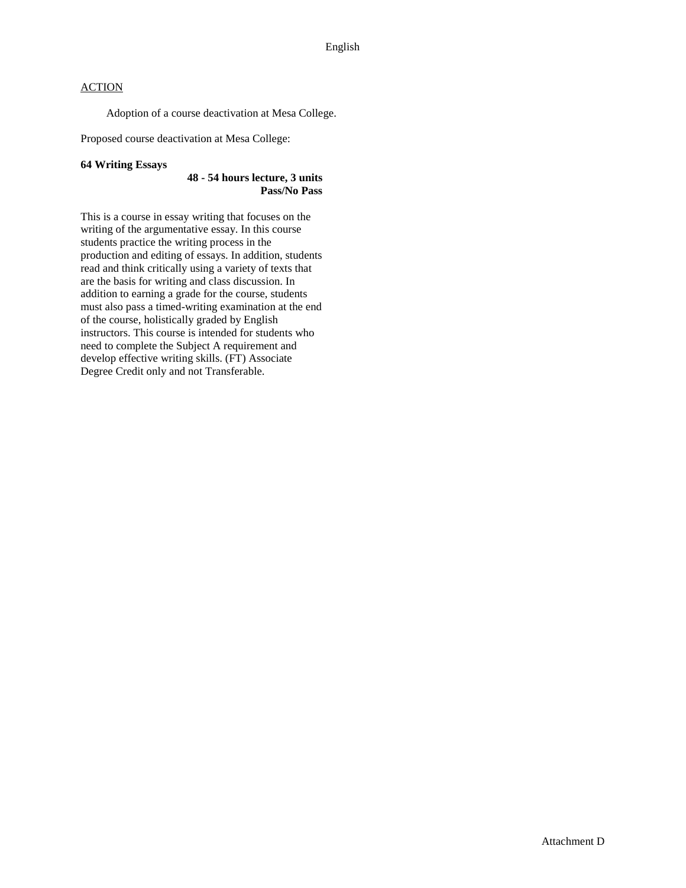English

ACTION

Adoption of a course deactivation at Mesa College.

Proposed course deactivation at Mesa College:

**64 Writing Essays**

**48 - 54 hours lecture, 3 units**
**Pass/No Pass**

This is a course in essay writing that focuses on the writing of the argumentative essay. In this course students practice the writing process in the production and editing of essays. In addition, students read and think critically using a variety of texts that are the basis for writing and class discussion. In addition to earning a grade for the course, students must also pass a timed-writing examination at the end of the course, holistically graded by English instructors. This course is intended for students who need to complete the Subject A requirement and develop effective writing skills. (FT) Associate Degree Credit only and not Transferable.

Attachment D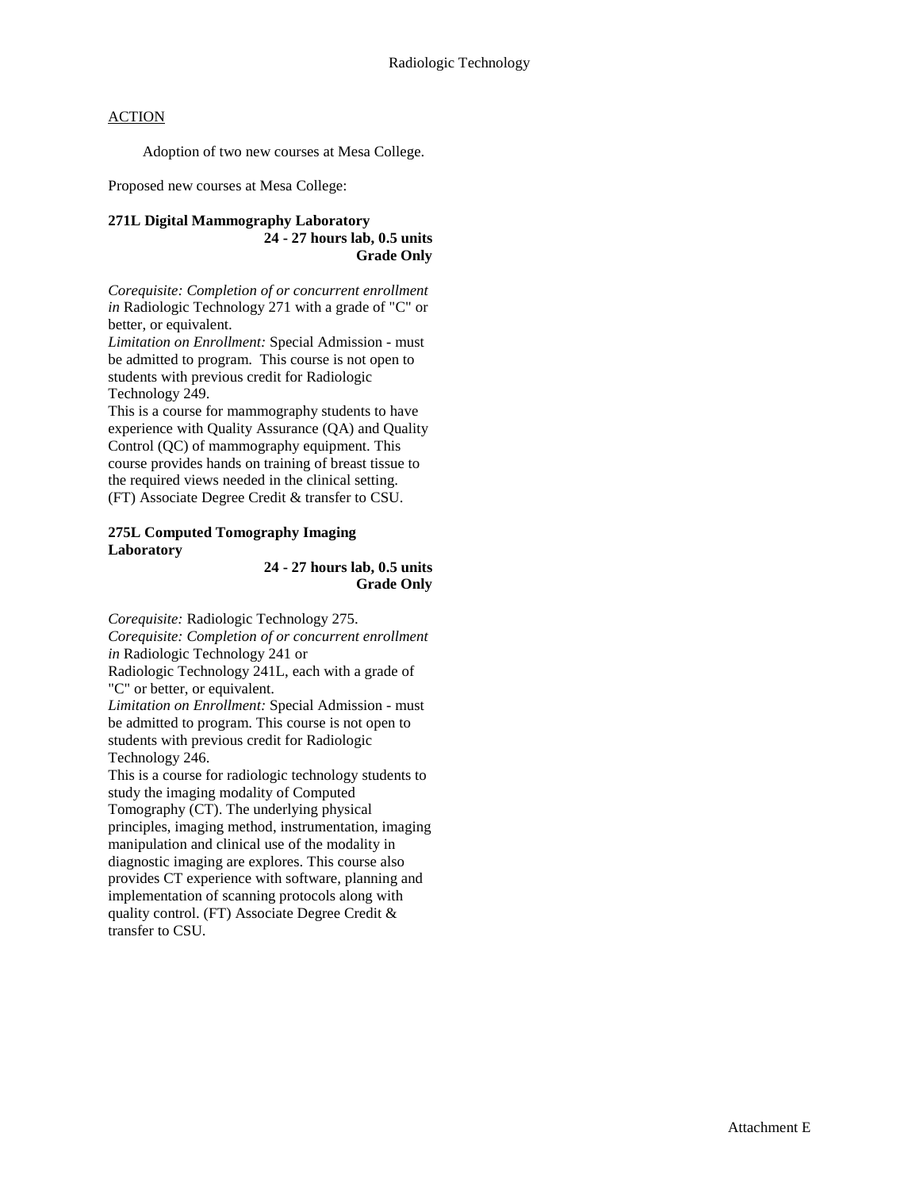Radiologic Technology

ACTION

Adoption of two new courses at Mesa College.

Proposed new courses at Mesa College:

**271L Digital Mammography Laboratory**
**24 - 27 hours lab, 0.5 units**
**Grade Only**

*Corequisite: Completion of or concurrent enrollment in* Radiologic Technology 271 with a grade of "C" or better, or equivalent.
*Limitation on Enrollment:* Special Admission - must be admitted to program. This course is not open to students with previous credit for Radiologic Technology 249.
This is a course for mammography students to have experience with Quality Assurance (QA) and Quality Control (QC) of mammography equipment. This course provides hands on training of breast tissue to the required views needed in the clinical setting. (FT) Associate Degree Credit & transfer to CSU.

**275L Computed Tomography Imaging Laboratory**
**24 - 27 hours lab, 0.5 units**
**Grade Only**

*Corequisite:* Radiologic Technology 275.
*Corequisite: Completion of or concurrent enrollment in* Radiologic Technology 241 or Radiologic Technology 241L, each with a grade of "C" or better, or equivalent.
*Limitation on Enrollment:* Special Admission - must be admitted to program. This course is not open to students with previous credit for Radiologic Technology 246.
This is a course for radiologic technology students to study the imaging modality of Computed Tomography (CT). The underlying physical principles, imaging method, instrumentation, imaging manipulation and clinical use of the modality in diagnostic imaging are explores. This course also provides CT experience with software, planning and implementation of scanning protocols along with quality control. (FT) Associate Degree Credit & transfer to CSU.

Attachment E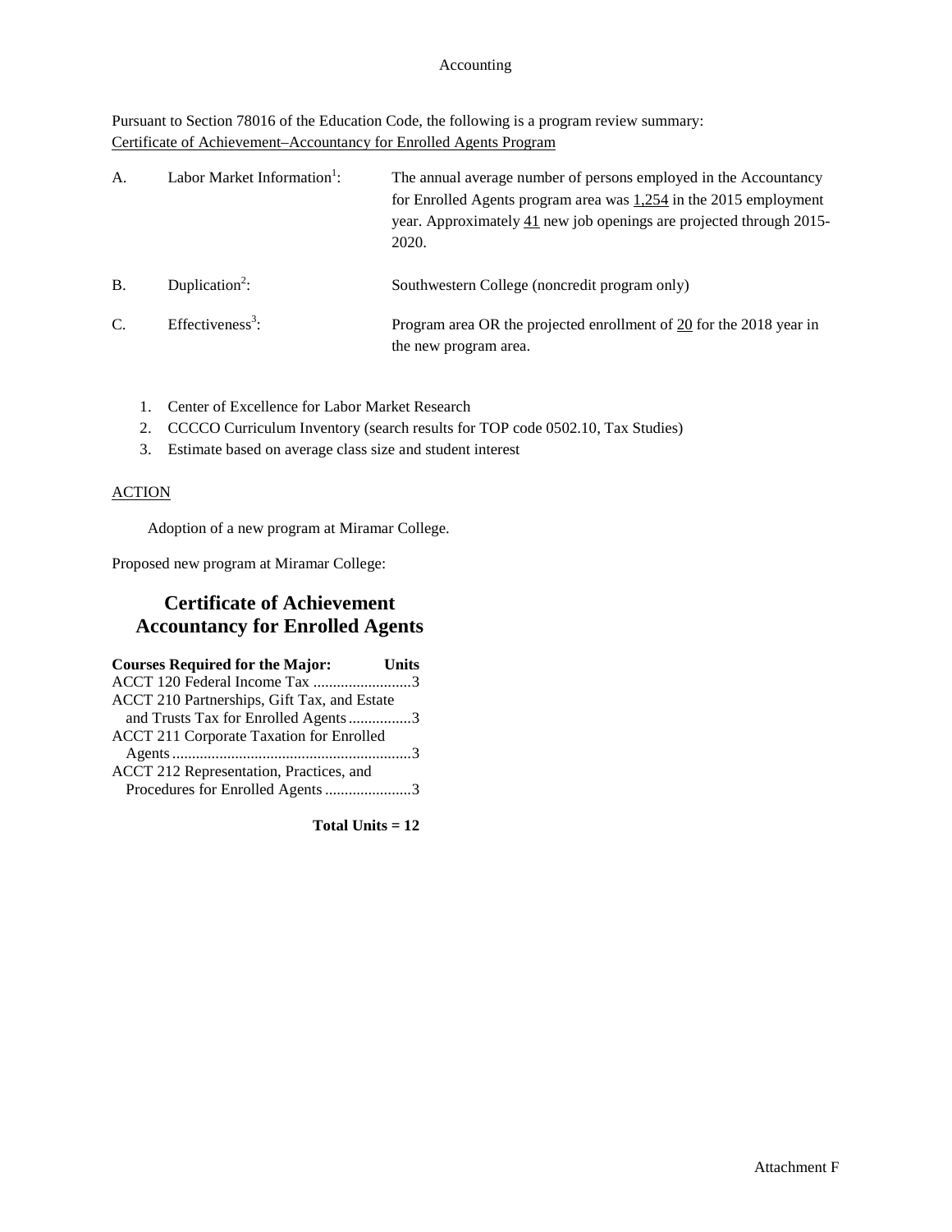Accounting

Pursuant to Section 78016 of the Education Code, the following is a program review summary:
Certificate of Achievement–Accountancy for Enrolled Agents Program

| | | |
|---|---|---|
| A. | Labor Market Information[1]: | The annual average number of persons employed in the Accountancy for Enrolled Agents program area was 1,254 in the 2015 employment year. Approximately 41 new job openings are projected through 2015-2020. |
| B. | Duplication[2]: | Southwestern College (noncredit program only) |
| C. | Effectiveness[3]: | Program area OR the projected enrollment of 20 for the 2018 year in the new program area. |

1. Center of Excellence for Labor Market Research
2. CCCCO Curriculum Inventory (search results for TOP code 0502.10, Tax Studies)
3. Estimate based on average class size and student interest

ACTION

Adoption of a new program at Miramar College.

Proposed new program at Miramar College:

## Certificate of Achievement Accountancy for Enrolled Agents

| Courses Required for the Major: | Units |
|---|---|
| ACCT 120 Federal Income Tax | 3 |
| ACCT 210 Partnerships, Gift Tax, and Estate and Trusts Tax for Enrolled Agents | 3 |
| ACCT 211 Corporate Taxation for Enrolled Agents | 3 |
| ACCT 212 Representation, Practices, and Procedures for Enrolled Agents | 3 |

**Total Units = 12**

Attachment F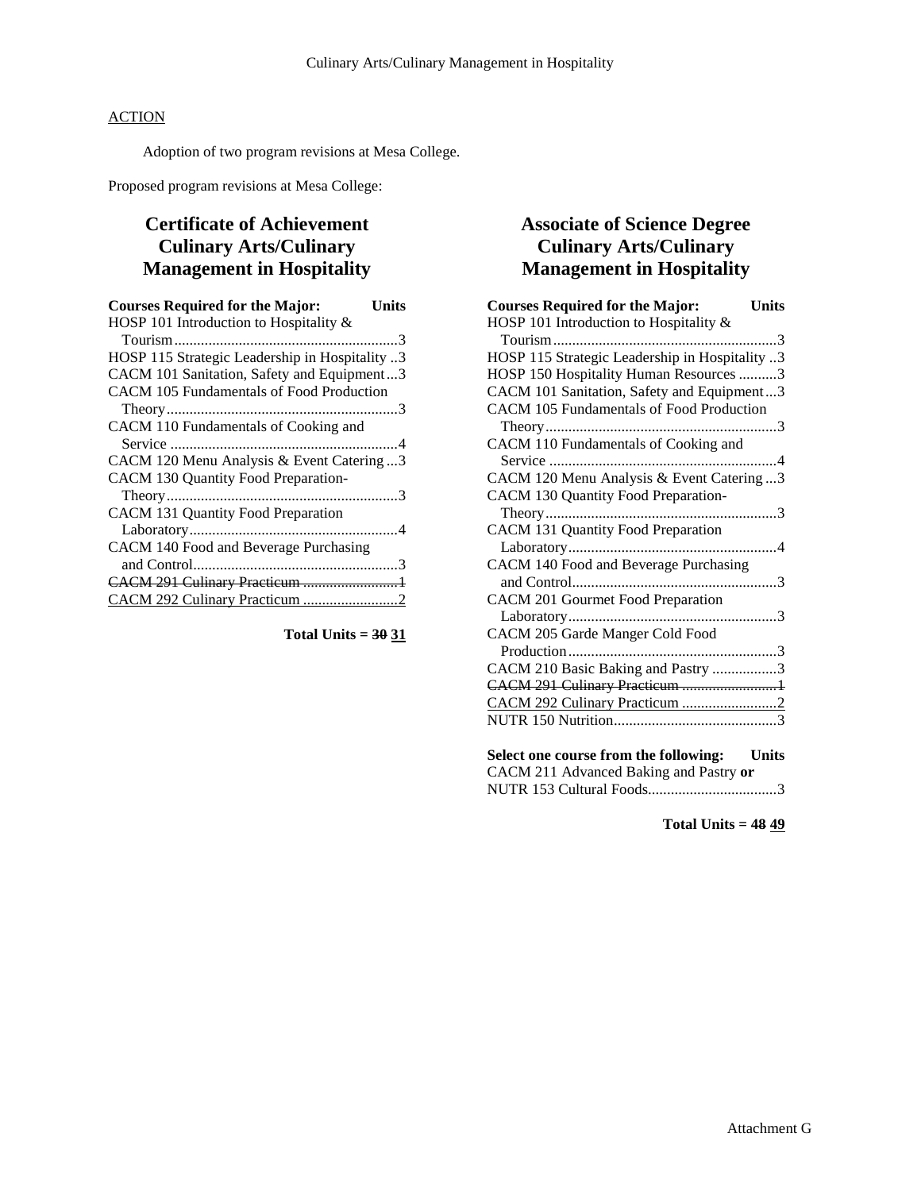ACTION

Adoption of two program revisions at Mesa College.

Proposed program revisions at Mesa College:

## Certificate of Achievement Culinary Arts/Culinary Management in Hospitality

| Courses Required for the Major: | Units |
|---|---|
| HOSP 101 Introduction to Hospitality & Tourism | 3 |
| HOSP 115 Strategic Leadership in Hospitality | 3 |
| CACM 101 Sanitation, Safety and Equipment | 3 |
| CACM 105 Fundamentals of Food Production Theory | 3 |
| CACM 110 Fundamentals of Cooking and Service | 4 |
| CACM 120 Menu Analysis & Event Catering | 3 |
| CACM 130 Quantity Food Preparation-Theory | 3 |
| CACM 131 Quantity Food Preparation Laboratory | 4 |
| CACM 140 Food and Beverage Purchasing and Control | 3 |
| ~~CACM 291 Culinary Practicum~~ | ~~1~~ |
| <u>CACM 292 Culinary Practicum</u> | <u>2</u> |

**Total Units = ~~30~~ <u>31</u>**

## Associate of Science Degree Culinary Arts/Culinary Management in Hospitality

| Courses Required for the Major: | Units |
|---|---|
| HOSP 101 Introduction to Hospitality & Tourism | 3 |
| HOSP 115 Strategic Leadership in Hospitality | 3 |
| HOSP 150 Hospitality Human Resources | 3 |
| CACM 101 Sanitation, Safety and Equipment | 3 |
| CACM 105 Fundamentals of Food Production Theory | 3 |
| CACM 110 Fundamentals of Cooking and Service | 4 |
| CACM 120 Menu Analysis & Event Catering | 3 |
| CACM 130 Quantity Food Preparation-Theory | 3 |
| CACM 131 Quantity Food Preparation Laboratory | 4 |
| CACM 140 Food and Beverage Purchasing and Control | 3 |
| CACM 201 Gourmet Food Preparation Laboratory | 3 |
| CACM 205 Garde Manger Cold Food Production | 3 |
| CACM 210 Basic Baking and Pastry | 3 |
| ~~CACM 291 Culinary Practicum~~ | ~~1~~ |
| <u>CACM 292 Culinary Practicum</u> | <u>2</u> |
| NUTR 150 Nutrition | 3 |

| Select one course from the following: | Units |
|---|---|
| CACM 211 Advanced Baking and Pastry **or** NUTR 153 Cultural Foods | 3 |

**Total Units = ~~48~~ <u>49</u>**

Attachment G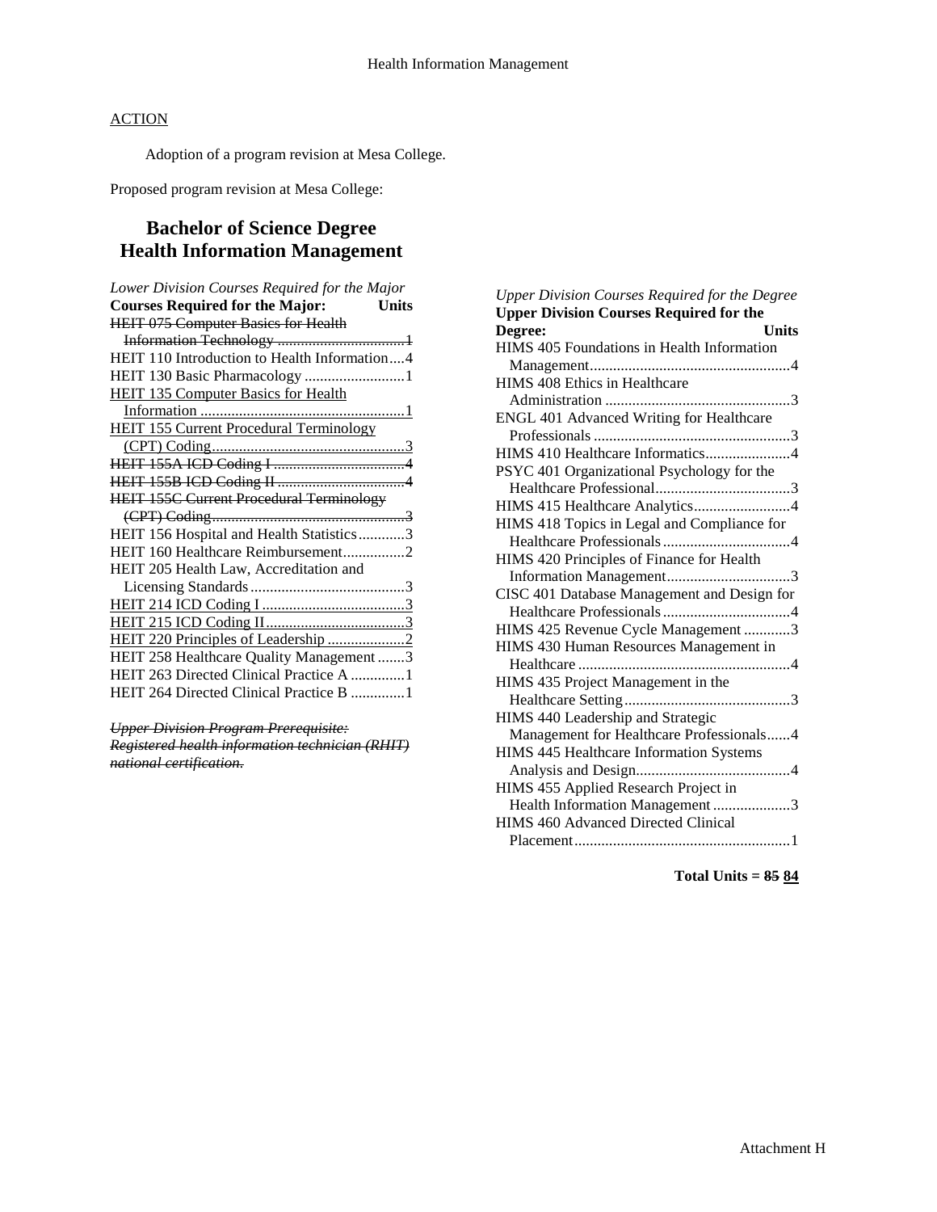ACTION

Adoption of a program revision at Mesa College.

Proposed program revision at Mesa College:

# Bachelor of Science Degree
# Health Information Management

*Lower Division Courses Required for the Major*

| Courses Required for the Major: | Units |
|---|---|
| ~~HEIT 075 Computer Basics for Health Information Technology~~ | ~~1~~ |
| HEIT 110 Introduction to Health Information | 4 |
| HEIT 130 Basic Pharmacology | 1 |
| <u>HEIT 135 Computer Basics for Health Information</u> | <u>1</u> |
| <u>HEIT 155 Current Procedural Terminology (CPT) Coding</u> | <u>3</u> |
| ~~HEIT 155A ICD Coding I~~ | ~~4~~ |
| ~~HEIT 155B ICD Coding II~~ | ~~4~~ |
| ~~HEIT 155C Current Procedural Terminology (CPT) Coding~~ | ~~3~~ |
| HEIT 156 Hospital and Health Statistics | 3 |
| HEIT 160 Healthcare Reimbursement | 2 |
| HEIT 205 Health Law, Accreditation and Licensing Standards | 3 |
| <u>HEIT 214 ICD Coding I</u> | <u>3</u> |
| <u>HEIT 215 ICD Coding II</u> | <u>3</u> |
| <u>HEIT 220 Principles of Leadership</u> | <u>2</u> |
| HEIT 258 Healthcare Quality Management | 3 |
| HEIT 263 Directed Clinical Practice A | 1 |
| HEIT 264 Directed Clinical Practice B | 1 |

~~*Upper Division Program Prerequisite: Registered health information technician (RHIT) national certification.*~~

*Upper Division Courses Required for the Degree*

| Upper Division Courses Required for the Degree: | Units |
|---|---|
| HIMS 405 Foundations in Health Information Management | 4 |
| HIMS 408 Ethics in Healthcare Administration | 3 |
| ENGL 401 Advanced Writing for Healthcare Professionals | 3 |
| HIMS 410 Healthcare Informatics | 4 |
| PSYC 401 Organizational Psychology for the Healthcare Professional | 3 |
| HIMS 415 Healthcare Analytics | 4 |
| HIMS 418 Topics in Legal and Compliance for Healthcare Professionals | 4 |
| HIMS 420 Principles of Finance for Health Information Management | 3 |
| CISC 401 Database Management and Design for Healthcare Professionals | 4 |
| HIMS 425 Revenue Cycle Management | 3 |
| HIMS 430 Human Resources Management in Healthcare | 4 |
| HIMS 435 Project Management in the Healthcare Setting | 3 |
| HIMS 440 Leadership and Strategic Management for Healthcare Professionals | 4 |
| HIMS 445 Healthcare Information Systems Analysis and Design | 4 |
| HIMS 455 Applied Research Project in Health Information Management | 3 |
| HIMS 460 Advanced Directed Clinical Placement | 1 |

**Total Units = ~~85~~ <u>84</u>**

Attachment H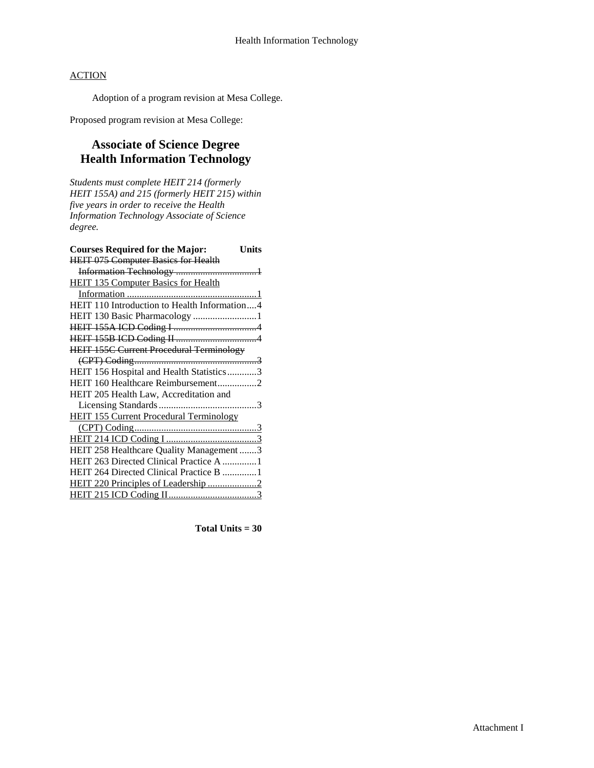ACTION

Adoption of a program revision at Mesa College.

Proposed program revision at Mesa College:

## Associate of Science Degree
## Health Information Technology

*Students must complete HEIT 214 (formerly HEIT 155A) and 215 (formerly HEIT 215) within five years in order to receive the Health Information Technology Associate of Science degree.*

| **Courses Required for the Major:** | **Units** |
|---|---|
| ~~HEIT 075 Computer Basics for Health Information Technology~~ | ~~1~~ |
| <u>HEIT 135 Computer Basics for Health Information</u> | <u>1</u> |
| HEIT 110 Introduction to Health Information | 4 |
| HEIT 130 Basic Pharmacology | 1 |
| ~~HEIT 155A ICD Coding I~~ | ~~4~~ |
| ~~HEIT 155B ICD Coding II~~ | ~~4~~ |
| ~~HEIT 155C Current Procedural Terminology (CPT) Coding~~ | ~~3~~ |
| HEIT 156 Hospital and Health Statistics | 3 |
| HEIT 160 Healthcare Reimbursement | 2 |
| HEIT 205 Health Law, Accreditation and Licensing Standards | 3 |
| <u>HEIT 155 Current Procedural Terminology (CPT) Coding</u> | <u>3</u> |
| <u>HEIT 214 ICD Coding I</u> | <u>3</u> |
| HEIT 258 Healthcare Quality Management | 3 |
| HEIT 263 Directed Clinical Practice A | 1 |
| HEIT 264 Directed Clinical Practice B | 1 |
| <u>HEIT 220 Principles of Leadership</u> | <u>2</u> |
| <u>HEIT 215 ICD Coding II</u> | <u>3</u> |

**Total Units = 30**

Attachment I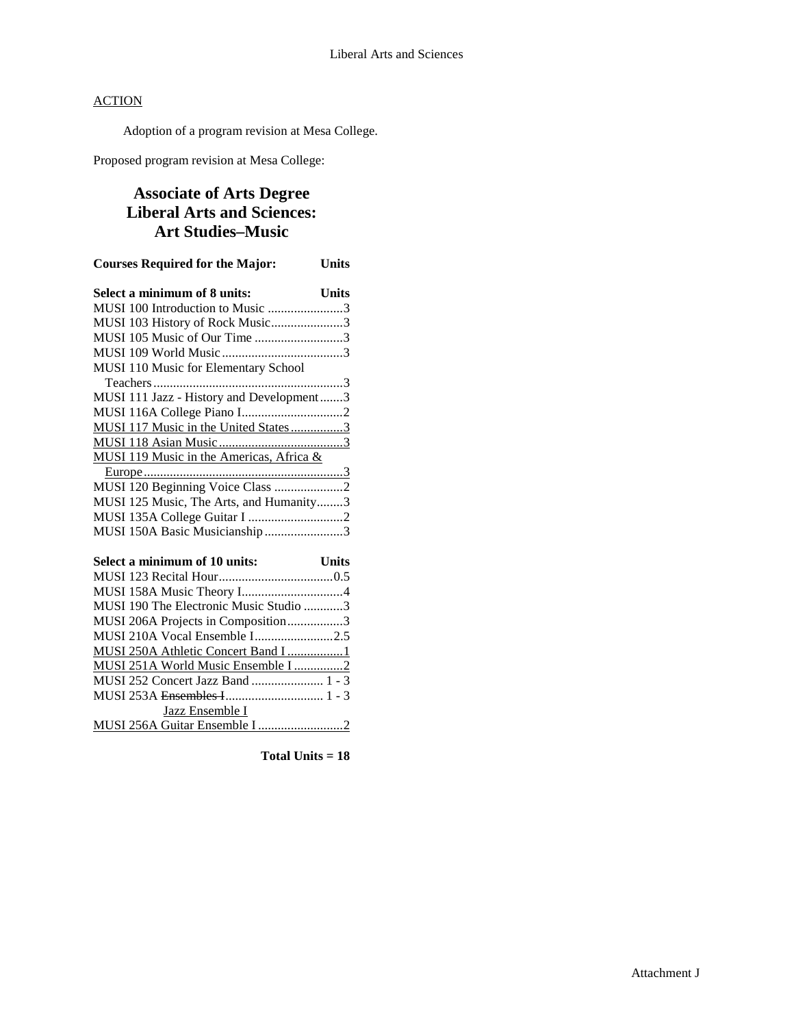<u>ACTION</u>

Adoption of a program revision at Mesa College.

Proposed program revision at Mesa College:

## Associate of Arts Degree Liberal Arts and Sciences: Art Studies–Music

**Courses Required for the Major: Units**

| Select a minimum of 8 units: | Units |
|---|---|
| MUSI 100 Introduction to Music | 3 |
| MUSI 103 History of Rock Music | 3 |
| MUSI 105 Music of Our Time | 3 |
| MUSI 109 World Music | 3 |
| MUSI 110 Music for Elementary School Teachers | 3 |
| MUSI 111 Jazz - History and Development | 3 |
| MUSI 116A College Piano I | 2 |
| <u>MUSI 117 Music in the United States</u> | <u>3</u> |
| <u>MUSI 118 Asian Music</u> | <u>3</u> |
| <u>MUSI 119 Music in the Americas, Africa & Europe</u> | <u>3</u> |
| MUSI 120 Beginning Voice Class | 2 |
| MUSI 125 Music, The Arts, and Humanity | 3 |
| MUSI 135A College Guitar I | 2 |
| MUSI 150A Basic Musicianship | 3 |

| Select a minimum of 10 units: | Units |
|---|---|
| MUSI 123 Recital Hour | 0.5 |
| MUSI 158A Music Theory I | 4 |
| MUSI 190 The Electronic Music Studio | 3 |
| MUSI 206A Projects in Composition | 3 |
| MUSI 210A Vocal Ensemble I | 2.5 |
| <u>MUSI 250A Athletic Concert Band I</u> | <u>1</u> |
| <u>MUSI 251A World Music Ensemble I</u> | <u>2</u> |
| MUSI 252 Concert Jazz Band | 1 - 3 |
| MUSI 253A ~~Ensembles I~~ <u>Jazz Ensemble I</u> | 1 - 3 |
| <u>MUSI 256A Guitar Ensemble I</u> | <u>2</u> |

**Total Units = 18**

Attachment J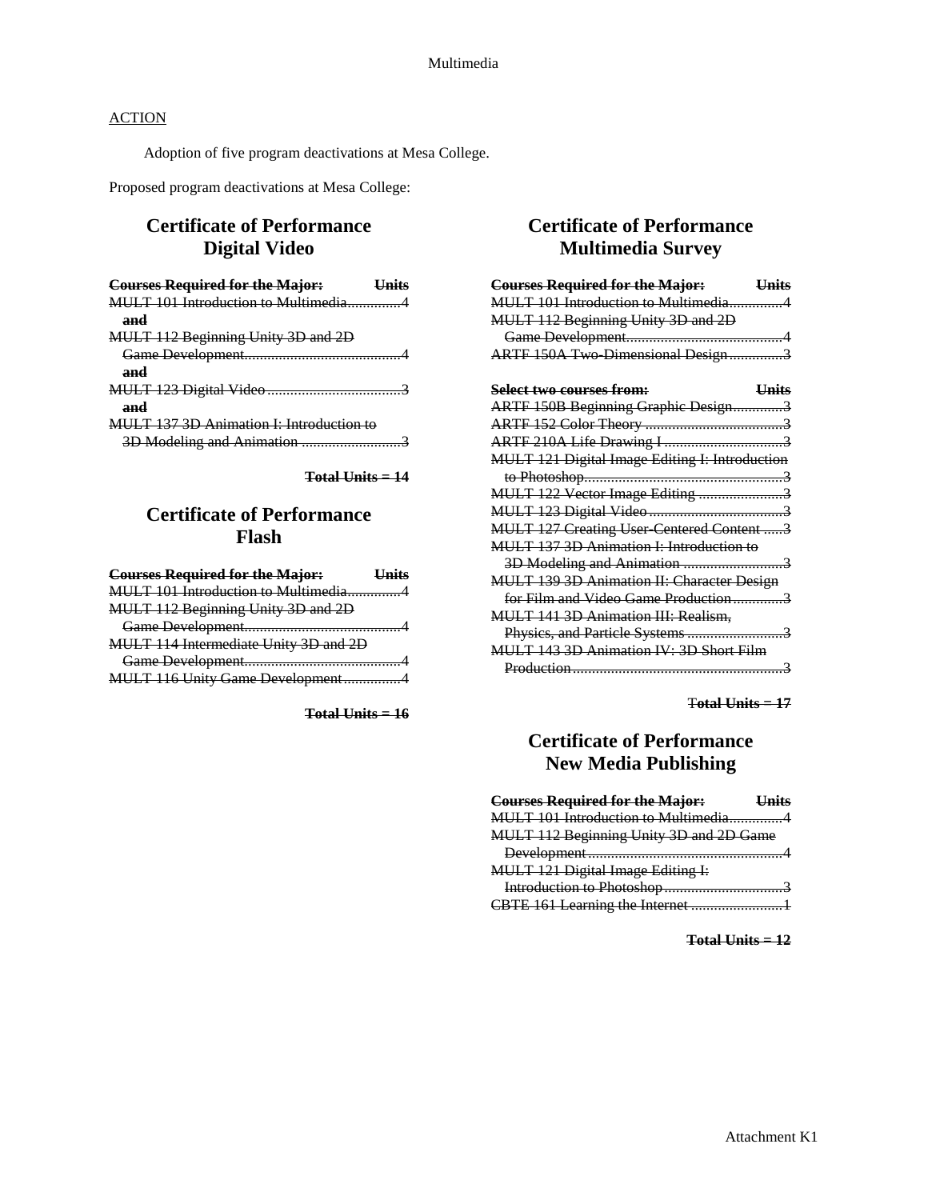ACTION

Adoption of five program deactivations at Mesa College.

Proposed program deactivations at Mesa College:

## Certificate of Performance Digital Video

| ~~**Courses Required for the Major:**~~ | ~~**Units**~~ |
|---|---|
| ~~MULT 101 Introduction to Multimedia~~ | ~~4~~ |
| ~~**and**~~ | |
| ~~MULT 112 Beginning Unity 3D and 2D Game Development~~ | ~~4~~ |
| ~~**and**~~ | |
| ~~MULT 123 Digital Video~~ | ~~3~~ |
| ~~**and**~~ | |
| ~~MULT 137 3D Animation I: Introduction to 3D Modeling and Animation~~ | ~~3~~ |

~~**Total Units = 14**~~

## Certificate of Performance Flash

| ~~**Courses Required for the Major:**~~ | ~~**Units**~~ |
|---|---|
| ~~MULT 101 Introduction to Multimedia~~ | ~~4~~ |
| ~~MULT 112 Beginning Unity 3D and 2D Game Development~~ | ~~4~~ |
| ~~MULT 114 Intermediate Unity 3D and 2D Game Development~~ | ~~4~~ |
| ~~MULT 116 Unity Game Development~~ | ~~4~~ |

~~**Total Units = 16**~~

## Certificate of Performance Multimedia Survey

| ~~**Courses Required for the Major:**~~ | ~~**Units**~~ |
|---|---|
| ~~MULT 101 Introduction to Multimedia~~ | ~~4~~ |
| ~~MULT 112 Beginning Unity 3D and 2D Game Development~~ | ~~4~~ |
| ~~ARTF 150A Two-Dimensional Design~~ | ~~3~~ |

| ~~**Select two courses from:**~~ | ~~**Units**~~ |
|---|---|
| ~~ARTF 150B Beginning Graphic Design~~ | ~~3~~ |
| ~~ARTF 152 Color Theory~~ | ~~3~~ |
| ~~ARTF 210A Life Drawing I~~ | ~~3~~ |
| ~~MULT 121 Digital Image Editing I: Introduction to Photoshop~~ | ~~3~~ |
| ~~MULT 122 Vector Image Editing~~ | ~~3~~ |
| ~~MULT 123 Digital Video~~ | ~~3~~ |
| ~~MULT 127 Creating User-Centered Content~~ | ~~3~~ |
| ~~MULT 137 3D Animation I: Introduction to 3D Modeling and Animation~~ | ~~3~~ |
| ~~MULT 139 3D Animation II: Character Design for Film and Video Game Production~~ | ~~3~~ |
| ~~MULT 141 3D Animation III: Realism, Physics, and Particle Systems~~ | ~~3~~ |
| ~~MULT 143 3D Animation IV: 3D Short Film Production~~ | ~~3~~ |

~~**Total Units = 17**~~

## Certificate of Performance New Media Publishing

| ~~**Courses Required for the Major:**~~ | ~~**Units**~~ |
|---|---|
| ~~MULT 101 Introduction to Multimedia~~ | ~~4~~ |
| ~~MULT 112 Beginning Unity 3D and 2D Game Development~~ | ~~4~~ |
| ~~MULT 121 Digital Image Editing I: Introduction to Photoshop~~ | ~~3~~ |
| ~~CBTE 161 Learning the Internet~~ | ~~1~~ |

~~**Total Units = 12**~~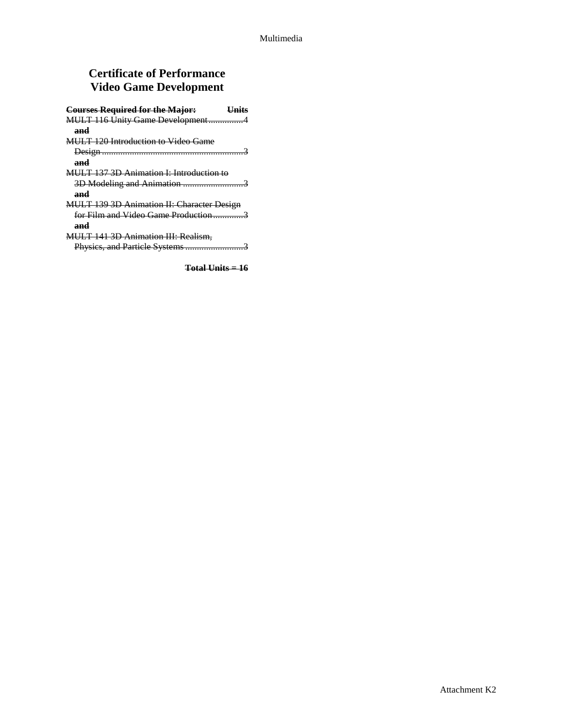# Certificate of Performance
# Video Game Development

~~**Courses Required for the Major: Units**~~

~~MULT 116 Unity Game Development...............4~~

~~**and**~~

~~MULT 120 Introduction to Video Game Design...........................................................3~~

~~**and**~~

~~MULT 137 3D Animation I: Introduction to 3D Modeling and Animation ..........................3~~

~~**and**~~

~~MULT 139 3D Animation II: Character Design for Film and Video Game Production.............3~~

~~**and**~~

~~MULT 141 3D Animation III: Realism, Physics, and Particle Systems.........................3~~

~~**Total Units = 16**~~

Attachment K2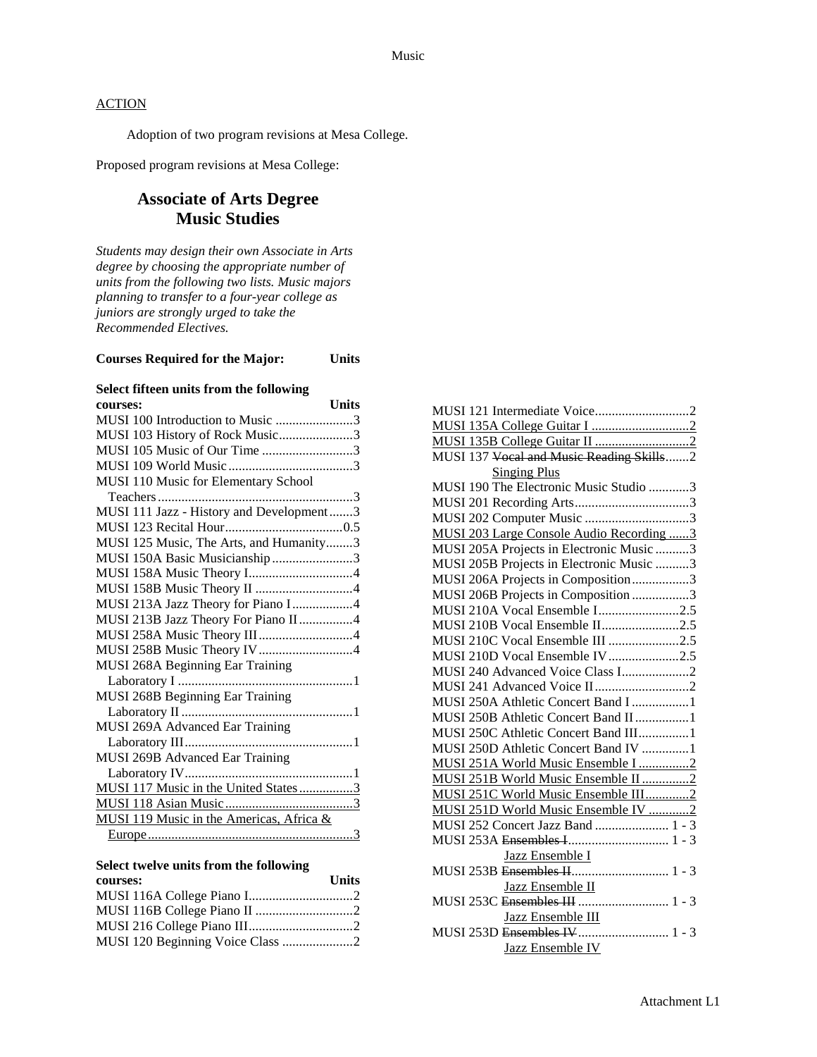## ACTION

Adoption of two program revisions at Mesa College.

Proposed program revisions at Mesa College:

# Associate of Arts Degree
# Music Studies

*Students may design their own Associate in Arts degree by choosing the appropriate number of units from the following two lists. Music majors planning to transfer to a four-year college as juniors are strongly urged to take the Recommended Electives.*

**Courses Required for the Major: Units**

**Select fifteen units from the following courses:**

| Course | Units |
| --- | --- |
| MUSI 100 Introduction to Music | 3 |
| MUSI 103 History of Rock Music | 3 |
| MUSI 105 Music of Our Time | 3 |
| MUSI 109 World Music | 3 |
| MUSI 110 Music for Elementary School Teachers | 3 |
| MUSI 111 Jazz - History and Development | 3 |
| MUSI 123 Recital Hour | 0.5 |
| MUSI 125 Music, The Arts, and Humanity | 3 |
| MUSI 150A Basic Musicianship | 3 |
| MUSI 158A Music Theory I | 4 |
| MUSI 158B Music Theory II | 4 |
| MUSI 213A Jazz Theory for Piano I | 4 |
| MUSI 213B Jazz Theory For Piano II | 4 |
| MUSI 258A Music Theory III | 4 |
| MUSI 258B Music Theory IV | 4 |
| MUSI 268A Beginning Ear Training Laboratory I | 1 |
| MUSI 268B Beginning Ear Training Laboratory II | 1 |
| MUSI 269A Advanced Ear Training Laboratory III | 1 |
| MUSI 269B Advanced Ear Training Laboratory IV | 1 |
| <u>MUSI 117 Music in the United States</u> | <u>3</u> |
| <u>MUSI 118 Asian Music</u> | <u>3</u> |
| <u>MUSI 119 Music in the Americas, Africa & Europe</u> | <u>3</u> |

**Select twelve units from the following courses:**

| Course | Units |
| --- | --- |
| MUSI 116A College Piano I | 2 |
| MUSI 116B College Piano II | 2 |
| MUSI 216 College Piano III | 2 |
| MUSI 120 Beginning Voice Class | 2 |
| MUSI 121 Intermediate Voice | 2 |
| <u>MUSI 135A College Guitar I</u> | <u>2</u> |
| <u>MUSI 135B College Guitar II</u> | <u>2</u> |
| MUSI 137 ~~Vocal and Music Reading Skills~~ <u>Singing Plus</u> | 2 |
| MUSI 190 The Electronic Music Studio | 3 |
| MUSI 201 Recording Arts | 3 |
| MUSI 202 Computer Music | 3 |
| <u>MUSI 203 Large Console Audio Recording</u> | <u>3</u> |
| MUSI 205A Projects in Electronic Music | 3 |
| MUSI 205B Projects in Electronic Music | 3 |
| MUSI 206A Projects in Composition | 3 |
| MUSI 206B Projects in Composition | 3 |
| MUSI 210A Vocal Ensemble I | 2.5 |
| MUSI 210B Vocal Ensemble II | 2.5 |
| MUSI 210C Vocal Ensemble III | 2.5 |
| MUSI 210D Vocal Ensemble IV | 2.5 |
| MUSI 240 Advanced Voice Class I | 2 |
| MUSI 241 Advanced Voice II | 2 |
| MUSI 250A Athletic Concert Band I | 1 |
| MUSI 250B Athletic Concert Band II | 1 |
| MUSI 250C Athletic Concert Band III | 1 |
| MUSI 250D Athletic Concert Band IV | 1 |
| <u>MUSI 251A World Music Ensemble I</u> | <u>2</u> |
| <u>MUSI 251B World Music Ensemble II</u> | <u>2</u> |
| <u>MUSI 251C World Music Ensemble III</u> | <u>2</u> |
| <u>MUSI 251D World Music Ensemble IV</u> | <u>2</u> |
| MUSI 252 Concert Jazz Band | 1 - 3 |
| MUSI 253A ~~Ensembles I~~ <u>Jazz Ensemble I</u> | 1 - 3 |
| MUSI 253B ~~Ensembles II~~ <u>Jazz Ensemble II</u> | 1 - 3 |
| MUSI 253C ~~Ensembles III~~ <u>Jazz Ensemble III</u> | 1 - 3 |
| MUSI 253D ~~Ensembles IV~~ <u>Jazz Ensemble IV</u> | 1 - 3 |

Attachment L1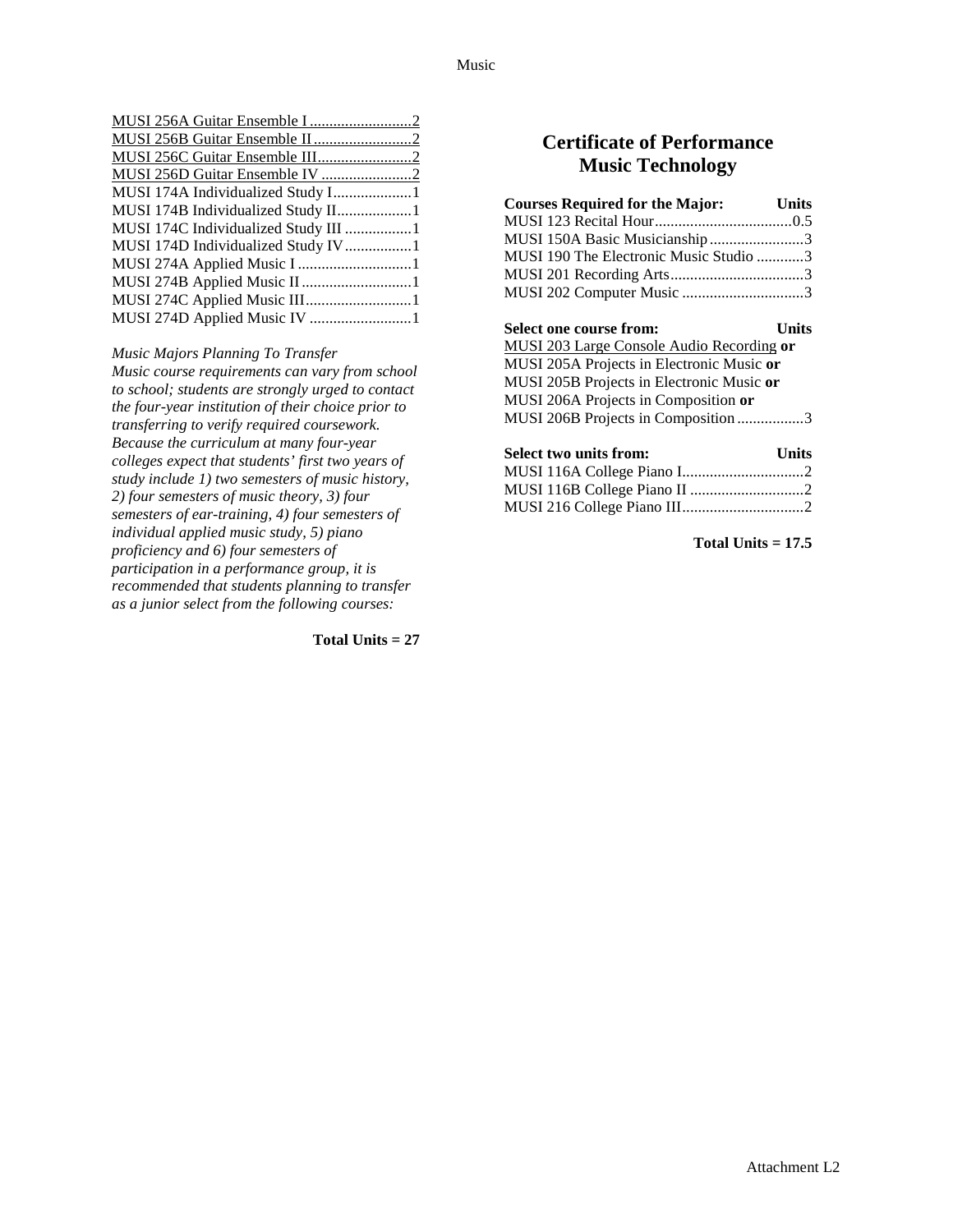| | |
|---|---|
| MUSI 256A Guitar Ensemble I | 2 |
| MUSI 256B Guitar Ensemble II | 2 |
| MUSI 256C Guitar Ensemble III | 2 |
| MUSI 256D Guitar Ensemble IV | 2 |
| MUSI 174A Individualized Study I | 1 |
| MUSI 174B Individualized Study II | 1 |
| MUSI 174C Individualized Study III | 1 |
| MUSI 174D Individualized Study IV | 1 |
| MUSI 274A Applied Music I | 1 |
| MUSI 274B Applied Music II | 1 |
| MUSI 274C Applied Music III | 1 |
| MUSI 274D Applied Music IV | 1 |

*Music Majors Planning To Transfer*
*Music course requirements can vary from school to school; students are strongly urged to contact the four-year institution of their choice prior to transferring to verify required coursework. Because the curriculum at many four-year colleges expect that students' first two years of study include 1) two semesters of music history, 2) four semesters of music theory, 3) four semesters of ear-training, 4) four semesters of individual applied music study, 5) piano proficiency and 6) four semesters of participation in a performance group, it is recommended that students planning to transfer as a junior select from the following courses:*

**Total Units = 27**

## Certificate of Performance Music Technology

| **Courses Required for the Major:** | **Units** |
|---|---|
| MUSI 123 Recital Hour | 0.5 |
| MUSI 150A Basic Musicianship | 3 |
| MUSI 190 The Electronic Music Studio | 3 |
| MUSI 201 Recording Arts | 3 |
| MUSI 202 Computer Music | 3 |

| **Select one course from:** | **Units** |
|---|---|
| MUSI 203 Large Console Audio Recording **or** | |
| MUSI 205A Projects in Electronic Music **or** | |
| MUSI 205B Projects in Electronic Music **or** | |
| MUSI 206A Projects in Composition **or** | |
| MUSI 206B Projects in Composition | 3 |

| **Select two units from:** | **Units** |
|---|---|
| MUSI 116A College Piano I | 2 |
| MUSI 116B College Piano II | 2 |
| MUSI 216 College Piano III | 2 |

**Total Units = 17.5**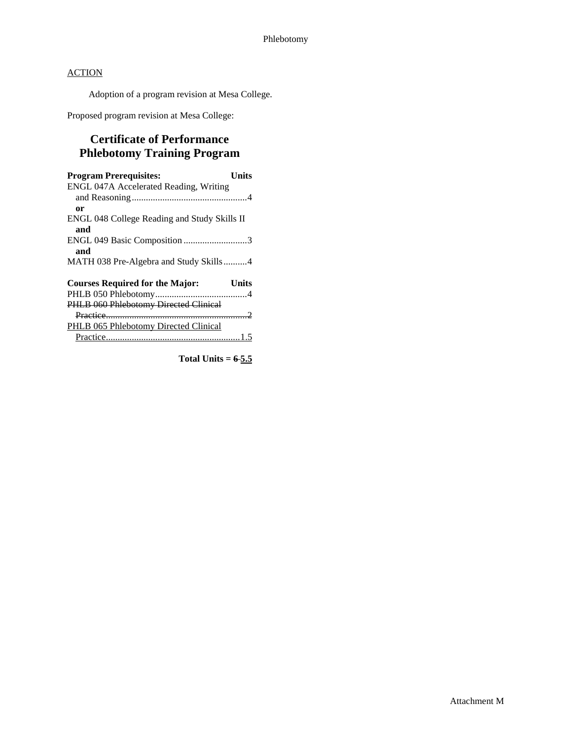## ACTION

Adoption of a program revision at Mesa College.

Proposed program revision at Mesa College:

# Certificate of Performance Phlebotomy Training Program

| **Program Prerequisites:** | **Units** |
|---|---|
| ENGL 047A Accelerated Reading, Writing and Reasoning | 4 |
| **or** | |
| ENGL 048 College Reading and Study Skills II | |
| **and** | |
| ENGL 049 Basic Composition | 3 |
| **and** | |
| MATH 038 Pre-Algebra and Study Skills | 4 |

| **Courses Required for the Major:** | **Units** |
|---|---|
| PHLB 050 Phlebotomy | 4 |
| ~~PHLB 060 Phlebotomy Directed Clinical Practice~~ | ~~2~~ |
| <u>PHLB 065 Phlebotomy Directed Clinical Practice</u> | <u>1.5</u> |

**Total Units = ~~6~~ <u>5.5</u>**

Attachment M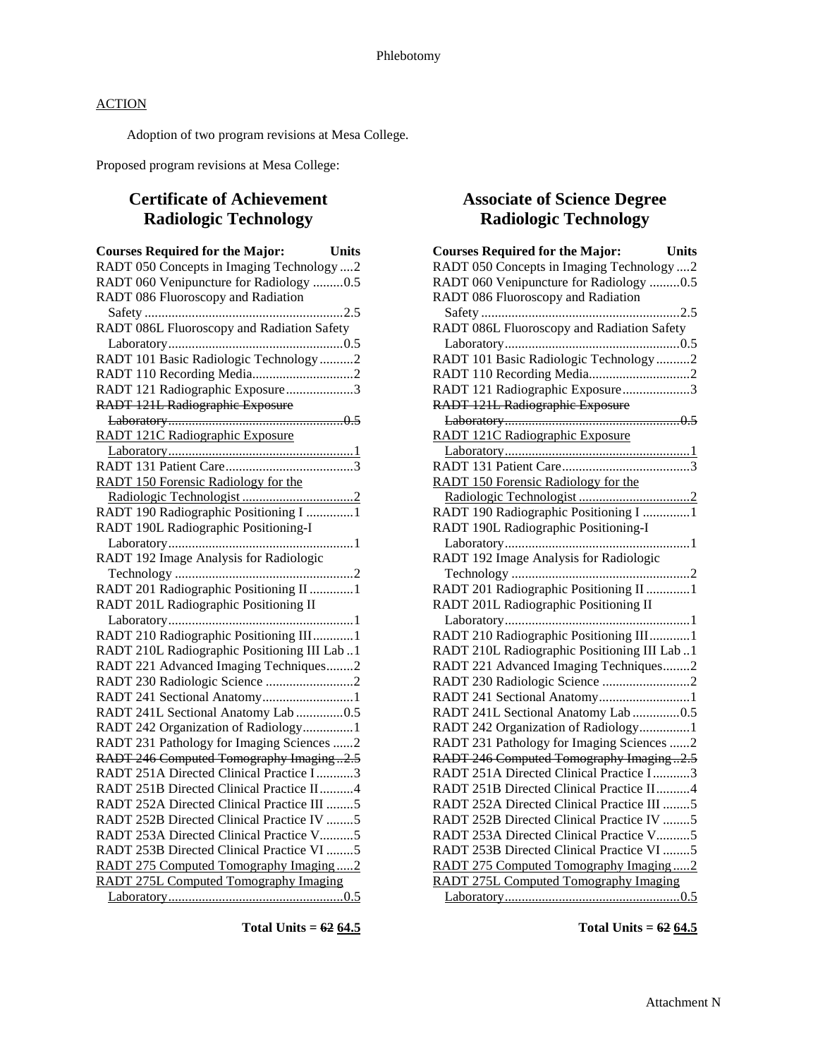<u>ACTION</u>

Adoption of two program revisions at Mesa College.

Proposed program revisions at Mesa College:

## Certificate of Achievement Radiologic Technology

| Courses Required for the Major: | Units |
|---|---|
| RADT 050 Concepts in Imaging Technology | 2 |
| RADT 060 Venipuncture for Radiology | 0.5 |
| RADT 086 Fluoroscopy and Radiation Safety | 2.5 |
| RADT 086L Fluoroscopy and Radiation Safety Laboratory | 0.5 |
| RADT 101 Basic Radiologic Technology | 2 |
| RADT 110 Recording Media | 2 |
| RADT 121 Radiographic Exposure | 3 |
| ~~RADT 121L Radiographic Exposure Laboratory~~ | ~~0.5~~ |
| <u>RADT 121C Radiographic Exposure Laboratory</u> | <u>1</u> |
| RADT 131 Patient Care | 3 |
| <u>RADT 150 Forensic Radiology for the Radiologic Technologist</u> | <u>2</u> |
| RADT 190 Radiographic Positioning I | 1 |
| RADT 190L Radiographic Positioning-I Laboratory | 1 |
| RADT 192 Image Analysis for Radiologic Technology | 2 |
| RADT 201 Radiographic Positioning II | 1 |
| RADT 201L Radiographic Positioning II Laboratory | 1 |
| RADT 210 Radiographic Positioning III | 1 |
| RADT 210L Radiographic Positioning III Lab | 1 |
| RADT 221 Advanced Imaging Techniques | 2 |
| RADT 230 Radiologic Science | 2 |
| RADT 241 Sectional Anatomy | 1 |
| RADT 241L Sectional Anatomy Lab | 0.5 |
| RADT 242 Organization of Radiology | 1 |
| RADT 231 Pathology for Imaging Sciences | 2 |
| ~~RADT 246 Computed Tomography Imaging~~ | ~~2.5~~ |
| RADT 251A Directed Clinical Practice I | 3 |
| RADT 251B Directed Clinical Practice II | 4 |
| RADT 252A Directed Clinical Practice III | 5 |
| RADT 252B Directed Clinical Practice IV | 5 |
| RADT 253A Directed Clinical Practice V | 5 |
| RADT 253B Directed Clinical Practice VI | 5 |
| <u>RADT 275 Computed Tomography Imaging</u> | <u>2</u> |
| <u>RADT 275L Computed Tomography Imaging Laboratory</u> | <u>0.5</u> |

**Total Units = ~~62~~ <u>64.5</u>**

## Associate of Science Degree Radiologic Technology

| Courses Required for the Major: | Units |
|---|---|
| RADT 050 Concepts in Imaging Technology | 2 |
| RADT 060 Venipuncture for Radiology | 0.5 |
| RADT 086 Fluoroscopy and Radiation Safety | 2.5 |
| RADT 086L Fluoroscopy and Radiation Safety Laboratory | 0.5 |
| RADT 101 Basic Radiologic Technology | 2 |
| RADT 110 Recording Media | 2 |
| RADT 121 Radiographic Exposure | 3 |
| ~~RADT 121L Radiographic Exposure Laboratory~~ | ~~0.5~~ |
| <u>RADT 121C Radiographic Exposure Laboratory</u> | <u>1</u> |
| RADT 131 Patient Care | 3 |
| <u>RADT 150 Forensic Radiology for the Radiologic Technologist</u> | <u>2</u> |
| RADT 190 Radiographic Positioning I | 1 |
| RADT 190L Radiographic Positioning-I Laboratory | 1 |
| RADT 192 Image Analysis for Radiologic Technology | 2 |
| RADT 201 Radiographic Positioning II | 1 |
| RADT 201L Radiographic Positioning II Laboratory | 1 |
| RADT 210 Radiographic Positioning III | 1 |
| RADT 210L Radiographic Positioning III Lab | 1 |
| RADT 221 Advanced Imaging Techniques | 2 |
| RADT 230 Radiologic Science | 2 |
| RADT 241 Sectional Anatomy | 1 |
| RADT 241L Sectional Anatomy Lab | 0.5 |
| RADT 242 Organization of Radiology | 1 |
| RADT 231 Pathology for Imaging Sciences | 2 |
| ~~RADT 246 Computed Tomography Imaging~~ | ~~2.5~~ |
| RADT 251A Directed Clinical Practice I | 3 |
| RADT 251B Directed Clinical Practice II | 4 |
| RADT 252A Directed Clinical Practice III | 5 |
| RADT 252B Directed Clinical Practice IV | 5 |
| RADT 253A Directed Clinical Practice V | 5 |
| RADT 253B Directed Clinical Practice VI | 5 |
| <u>RADT 275 Computed Tomography Imaging</u> | <u>2</u> |
| <u>RADT 275L Computed Tomography Imaging Laboratory</u> | <u>0.5</u> |

**Total Units = ~~62~~ <u>64.5</u>**